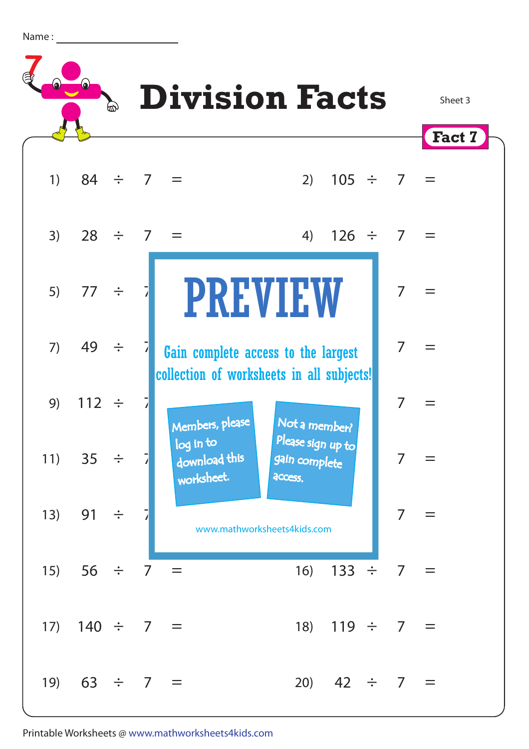Name : ____________________

# Division Facts

Sheet 3

**Fact 7**

| | |
|---|---|
| 1) 84 ÷ 7 = | 2) 105 ÷ 7 = |
| 3) 28 ÷ 7 = | 4) 126 ÷ 7 = |
| 5) 77 ÷ 7 | 7 = |
| 7) 49 ÷ 7 | 7 = |
| 9) 112 ÷ 7 | 7 = |
| 11) 35 ÷ 7 | 7 = |
| 13) 91 ÷ 7 | 7 = |
| 15) 56 ÷ 7 = | 16) 133 ÷ 7 = |
| 17) 140 ÷ 7 = | 18) 119 ÷ 7 = |
| 19) 63 ÷ 7 = | 20) 42 ÷ 7 = |

PREVIEW

Gain complete access to the largest collection of worksheets in all subjects!

Members, please log in to download this worksheet.

Not a member? Please sign up to gain complete access.

www.mathworksheets4kids.com

Printable Worksheets @ www.mathworksheets4kids.com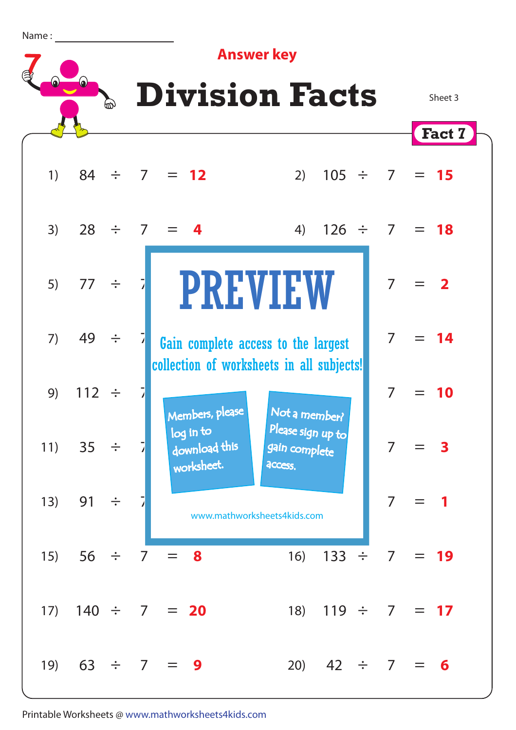Name : ____________________

**Answer key**

# Division Facts

Sheet 3

**Fact 7**

1) 84 ÷ 7 = **12**

2) 105 ÷ 7 = **15**

3) 28 ÷ 7 = **4**

4) 126 ÷ 7 = **18**

5) 77 ÷ 7

7 = **2**

7) 49 ÷ 7

7 = **14**

9) 112 ÷ 7

7 = **10**

11) 35 ÷ 7

7 = **3**

13) 91 ÷ 7

7 = **1**

**PREVIEW**

Gain complete access to the largest collection of worksheets in all subjects!

Members, please log in to download this worksheet.

Not a member? Please sign up to gain complete access.

www.mathworksheets4kids.com

15) 56 ÷ 7 = **8**

16) 133 ÷ 7 = **19**

17) 140 ÷ 7 = **20**

18) 119 ÷ 7 = **17**

19) 63 ÷ 7 = **9**

20) 42 ÷ 7 = **6**